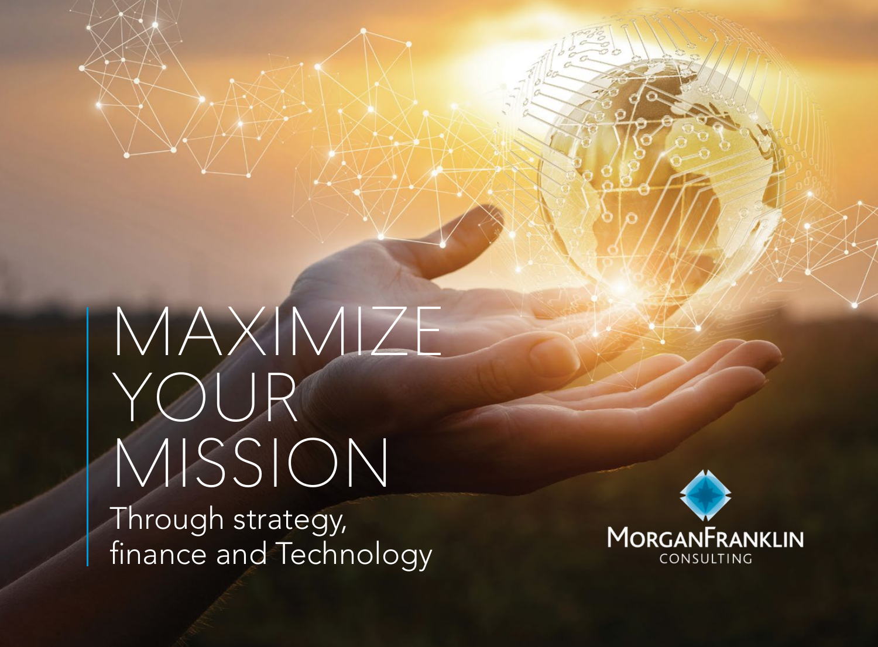# MAXIMIZE YOUR MISSION

Through strategy, finance and Technology

MORGANFRANKLIN CONSULTING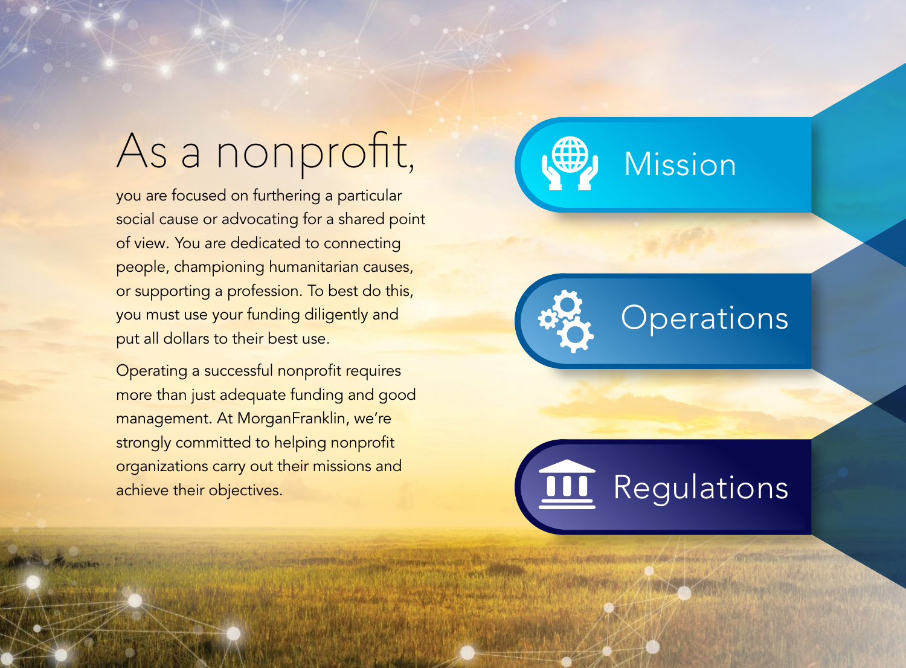# As a nonprofit,

you are focused on furthering a particular social cause or advocating for a shared point of view. You are dedicated to connecting people, championing humanitarian causes, or supporting a profession. To best do this, you must use your funding diligently and put all dollars to their best use.

Operating a successful nonprofit requires more than just adequate funding and good management. At MorganFranklin, we're strongly committed to helping nonprofit organizations carry out their missions and achieve their objectives.

- Mission
- Operations
- Regulations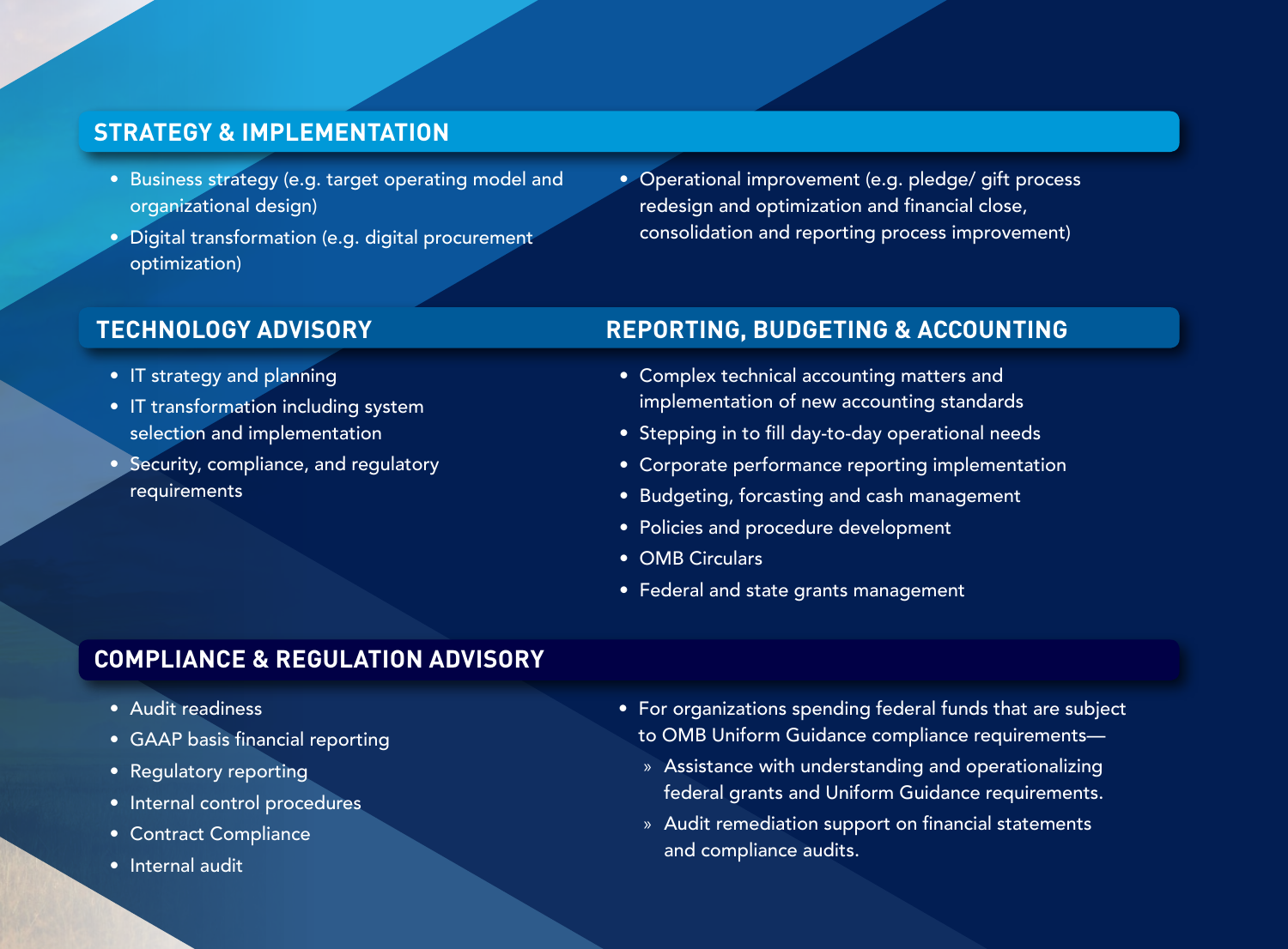## STRATEGY & IMPLEMENTATION

- Business strategy (e.g. target operating model and organizational design)
- Digital transformation (e.g. digital procurement optimization)
- Operational improvement (e.g. pledge/ gift process redesign and optimization and financial close, consolidation and reporting process improvement)

## TECHNOLOGY ADVISORY

- IT strategy and planning
- IT transformation including system selection and implementation
- Security, compliance, and regulatory requirements

## REPORTING, BUDGETING & ACCOUNTING

- Complex technical accounting matters and implementation of new accounting standards
- Stepping in to fill day-to-day operational needs
- Corporate performance reporting implementation
- Budgeting, forcasting and cash management
- Policies and procedure development
- OMB Circulars
- Federal and state grants management

## COMPLIANCE & REGULATION ADVISORY

- Audit readiness
- GAAP basis financial reporting
- Regulatory reporting
- Internal control procedures
- Contract Compliance
- Internal audit
- For organizations spending federal funds that are subject to OMB Uniform Guidance compliance requirements—
  - Assistance with understanding and operationalizing federal grants and Uniform Guidance requirements.
  - Audit remediation support on financial statements and compliance audits.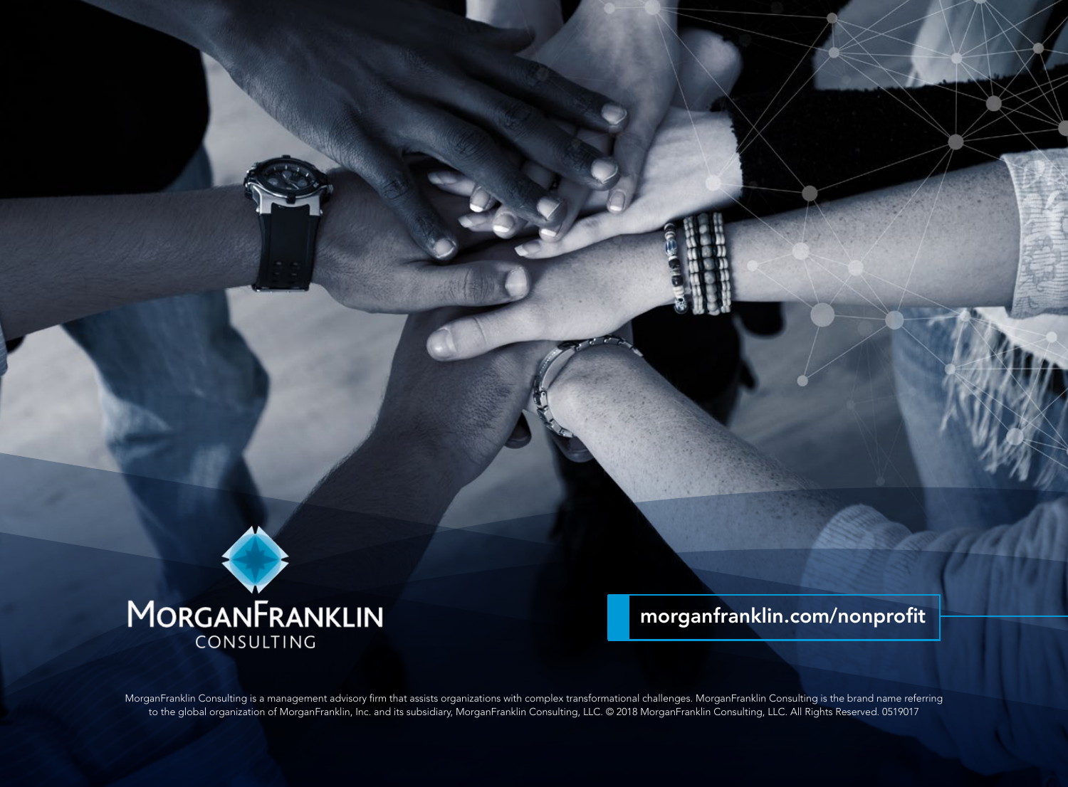MorganFranklin Consulting

morganfranklin.com/nonprofit

MorganFranklin Consulting is a management advisory firm that assists organizations with complex transformational challenges. MorganFranklin Consulting is the brand name referring to the global organization of MorganFranklin, Inc. and its subsidiary, MorganFranklin Consulting, LLC. © 2018 MorganFranklin Consulting, LLC. All Rights Reserved. 0519017